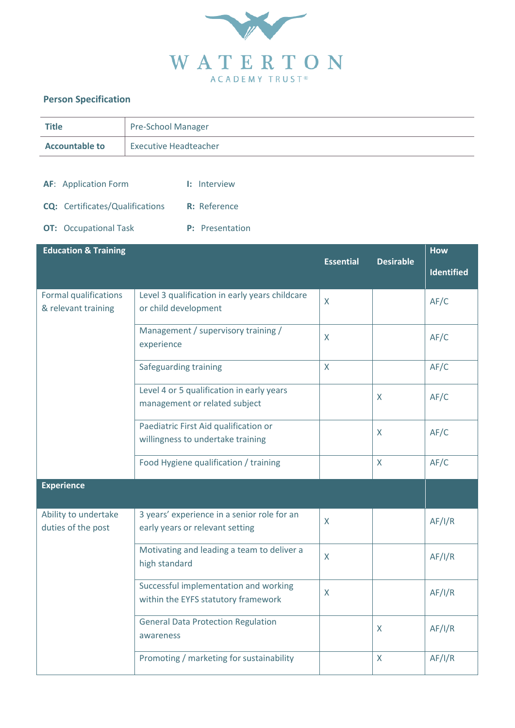WATERTON

ACADEMY TRUST®

## Person Specification

| Title | Pre-School Manager |
|---|---|
| Accountable to | Executive Headteacher |

**AF**: Application Form

**CQ:** Certificates/Qualifications

**OT:** Occupational Task

**I:** Interview

**R:** Reference

**P:** Presentation

| Education & Training | | Essential | Desirable | How Identified |
|---|---|---|---|---|
| Formal qualifications & relevant training | Level 3 qualification in early years childcare or child development | X | | AF/C |
| | Management / supervisory training / experience | X | | AF/C |
| | Safeguarding training | X | | AF/C |
| | Level 4 or 5 qualification in early years management or related subject | | X | AF/C |
| | Paediatric First Aid qualification or willingness to undertake training | | X | AF/C |
| | Food Hygiene qualification / training | | X | AF/C |
| **Experience** | | | | |
| Ability to undertake duties of the post | 3 years' experience in a senior role for an early years or relevant setting | X | | AF/I/R |
| | Motivating and leading a team to deliver a high standard | X | | AF/I/R |
| | Successful implementation and working within the EYFS statutory framework | X | | AF/I/R |
| | General Data Protection Regulation awareness | | X | AF/I/R |
| | Promoting / marketing for sustainability | | X | AF/I/R |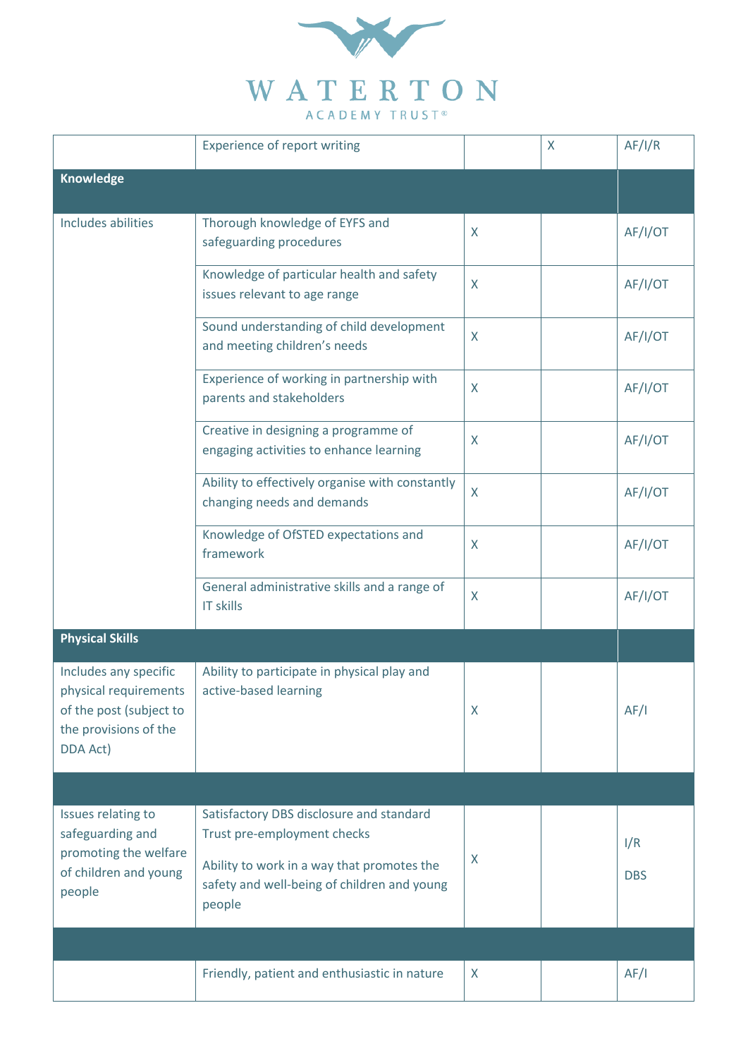| | | | | |
|---|---|---|---|---|
| | Experience of report writing | | X | AF/I/R |
| **Knowledge** | | | | |
| Includes abilities | Thorough knowledge of EYFS and safeguarding procedures | X | | AF/I/OT |
| | Knowledge of particular health and safety issues relevant to age range | X | | AF/I/OT |
| | Sound understanding of child development and meeting children's needs | X | | AF/I/OT |
| | Experience of working in partnership with parents and stakeholders | X | | AF/I/OT |
| | Creative in designing a programme of engaging activities to enhance learning | X | | AF/I/OT |
| | Ability to effectively organise with constantly changing needs and demands | X | | AF/I/OT |
| | Knowledge of OfSTED expectations and framework | X | | AF/I/OT |
| | General administrative skills and a range of IT skills | X | | AF/I/OT |
| **Physical Skills** | | | | |
| Includes any specific physical requirements of the post (subject to the provisions of the DDA Act) | Ability to participate in physical play and active-based learning | X | | AF/I |
| | | | | |
| Issues relating to safeguarding and promoting the welfare of children and young people | Satisfactory DBS disclosure and standard Trust pre-employment checks<br><br>Ability to work in a way that promotes the safety and well-being of children and young people | X | | I/R<br><br>DBS |
| | | | | |
| | Friendly, patient and enthusiastic in nature | X | | AF/I |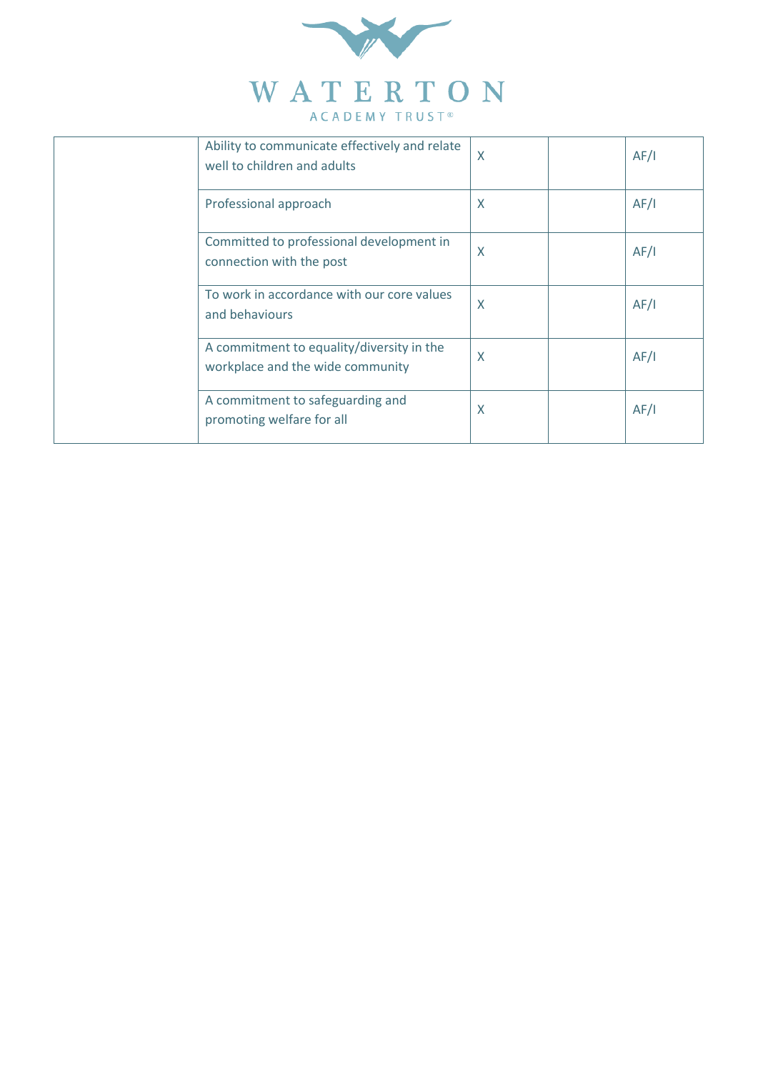| | | | | |
|---|---|---|---|---|
| | Ability to communicate effectively and relate well to children and adults | X | | AF/I |
| | Professional approach | X | | AF/I |
| | Committed to professional development in connection with the post | X | | AF/I |
| | To work in accordance with our core values and behaviours | X | | AF/I |
| | A commitment to equality/diversity in the workplace and the wide community | X | | AF/I |
| | A commitment to safeguarding and promoting welfare for all | X | | AF/I |